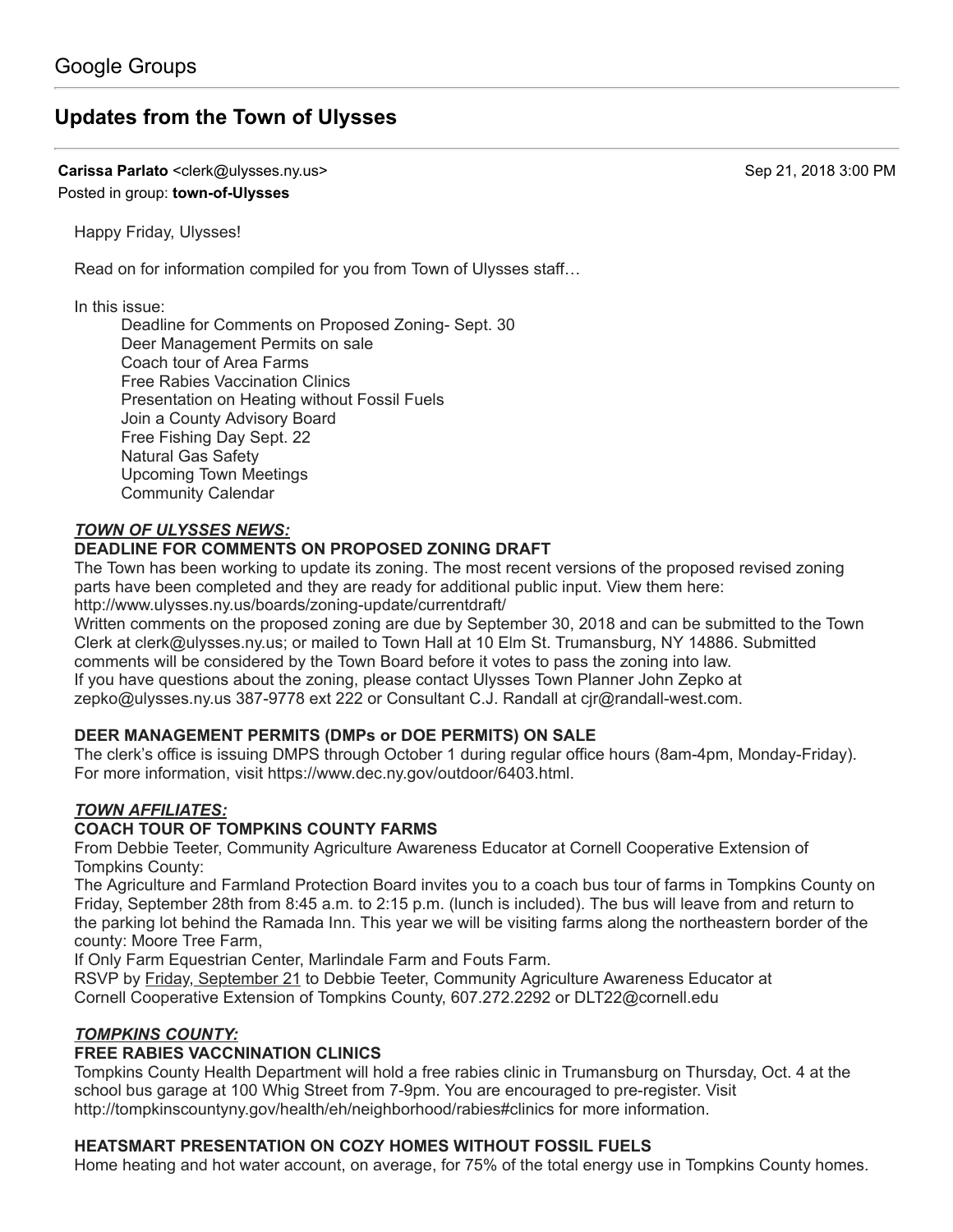Google Groups

# Updates from the Town of Ulysses

**Carissa Parlato** <clerk@ulysses.ny.us> Sep 21, 2018 3:00 PM
Posted in group: **town-of-Ulysses**

Happy Friday, Ulysses!

Read on for information compiled for you from Town of Ulysses staff…

In this issue:

- Deadline for Comments on Proposed Zoning- Sept. 30
- Deer Management Permits on sale
- Coach tour of Area Farms
- Free Rabies Vaccination Clinics
- Presentation on Heating without Fossil Fuels
- Join a County Advisory Board
- Free Fishing Day Sept. 22
- Natural Gas Safety
- Upcoming Town Meetings
- Community Calendar

***TOWN OF ULYSSES NEWS:***

**DEADLINE FOR COMMENTS ON PROPOSED ZONING DRAFT**

The Town has been working to update its zoning. The most recent versions of the proposed revised zoning parts have been completed and they are ready for additional public input. View them here: http://www.ulysses.ny.us/boards/zoning-update/currentdraft/

Written comments on the proposed zoning are due by September 30, 2018 and can be submitted to the Town Clerk at clerk@ulysses.ny.us; or mailed to Town Hall at 10 Elm St. Trumansburg, NY 14886. Submitted comments will be considered by the Town Board before it votes to pass the zoning into law.

If you have questions about the zoning, please contact Ulysses Town Planner John Zepko at zepko@ulysses.ny.us 387-9778 ext 222 or Consultant C.J. Randall at cjr@randall-west.com.

**DEER MANAGEMENT PERMITS (DMPs or DOE PERMITS) ON SALE**

The clerk's office is issuing DMPS through October 1 during regular office hours (8am-4pm, Monday-Friday). For more information, visit https://www.dec.ny.gov/outdoor/6403.html.

***TOWN AFFILIATES:***

**COACH TOUR OF TOMPKINS COUNTY FARMS**

From Debbie Teeter, Community Agriculture Awareness Educator at Cornell Cooperative Extension of Tompkins County:

The Agriculture and Farmland Protection Board invites you to a coach bus tour of farms in Tompkins County on Friday, September 28th from 8:45 a.m. to 2:15 p.m. (lunch is included). The bus will leave from and return to the parking lot behind the Ramada Inn. This year we will be visiting farms along the northeastern border of the county: Moore Tree Farm,
If Only Farm Equestrian Center, Marlindale Farm and Fouts Farm.

RSVP by Friday, September 21 to Debbie Teeter, Community Agriculture Awareness Educator at Cornell Cooperative Extension of Tompkins County, 607.272.2292 or DLT22@cornell.edu

***TOMPKINS COUNTY:***

**FREE RABIES VACCNINATION CLINICS**

Tompkins County Health Department will hold a free rabies clinic in Trumansburg on Thursday, Oct. 4 at the school bus garage at 100 Whig Street from 7-9pm. You are encouraged to pre-register. Visit http://tompkinscountyny.gov/health/eh/neighborhood/rabies#clinics for more information.

**HEATSMART PRESENTATION ON COZY HOMES WITHOUT FOSSIL FUELS**

Home heating and hot water account, on average, for 75% of the total energy use in Tompkins County homes.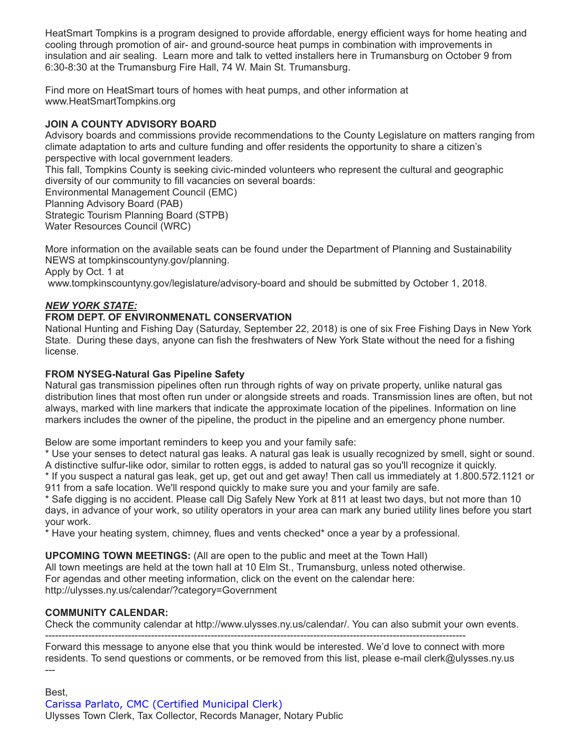HeatSmart Tompkins is a program designed to provide affordable, energy efficient ways for home heating and cooling through promotion of air- and ground-source heat pumps in combination with improvements in insulation and air sealing. Learn more and talk to vetted installers here in Trumansburg on October 9 from 6:30-8:30 at the Trumansburg Fire Hall, 74 W. Main St. Trumansburg.

Find more on HeatSmart tours of homes with heat pumps, and other information at www.HeatSmartTompkins.org

**JOIN A COUNTY ADVISORY BOARD**

Advisory boards and commissions provide recommendations to the County Legislature on matters ranging from climate adaptation to arts and culture funding and offer residents the opportunity to share a citizen's perspective with local government leaders.

This fall, Tompkins County is seeking civic-minded volunteers who represent the cultural and geographic diversity of our community to fill vacancies on several boards:

Environmental Management Council (EMC)
Planning Advisory Board (PAB)
Strategic Tourism Planning Board (STPB)
Water Resources Council (WRC)

More information on the available seats can be found under the Department of Planning and Sustainability NEWS at tompkinscountyny.gov/planning.
Apply by Oct. 1 at
www.tompkinscountyny.gov/legislature/advisory-board and should be submitted by October 1, 2018.

***NEW YORK STATE:***

**FROM DEPT. OF ENVIRONMENATL CONSERVATION**

National Hunting and Fishing Day (Saturday, September 22, 2018) is one of six Free Fishing Days in New York State. During these days, anyone can fish the freshwaters of New York State without the need for a fishing license.

**FROM NYSEG-Natural Gas Pipeline Safety**

Natural gas transmission pipelines often run through rights of way on private property, unlike natural gas distribution lines that most often run under or alongside streets and roads. Transmission lines are often, but not always, marked with line markers that indicate the approximate location of the pipelines. Information on line markers includes the owner of the pipeline, the product in the pipeline and an emergency phone number.

Below are some important reminders to keep you and your family safe:

* Use your senses to detect natural gas leaks. A natural gas leak is usually recognized by smell, sight or sound. A distinctive sulfur-like odor, similar to rotten eggs, is added to natural gas so you'll recognize it quickly.
* If you suspect a natural gas leak, get up, get out and get away! Then call us immediately at 1.800.572.1121 or 911 from a safe location. We'll respond quickly to make sure you and your family are safe.
* Safe digging is no accident. Please call Dig Safely New York at 811 at least two days, but not more than 10 days, in advance of your work, so utility operators in your area can mark any buried utility lines before you start your work.
* Have your heating system, chimney, flues and vents checked* once a year by a professional.

**UPCOMING TOWN MEETINGS:** (All are open to the public and meet at the Town Hall)
All town meetings are held at the town hall at 10 Elm St., Trumansburg, unless noted otherwise.
For agendas and other meeting information, click on the event on the calendar here:
http://ulysses.ny.us/calendar/?category=Government

**COMMUNITY CALENDAR:**

Check the community calendar at http://www.ulysses.ny.us/calendar/. You can also submit your own events.

---

Forward this message to anyone else that you think would be interested. We'd love to connect with more residents. To send questions or comments, or be removed from this list, please e-mail clerk@ulysses.ny.us

---

Best,
Carissa Parlato, CMC (Certified Municipal Clerk)
Ulysses Town Clerk, Tax Collector, Records Manager, Notary Public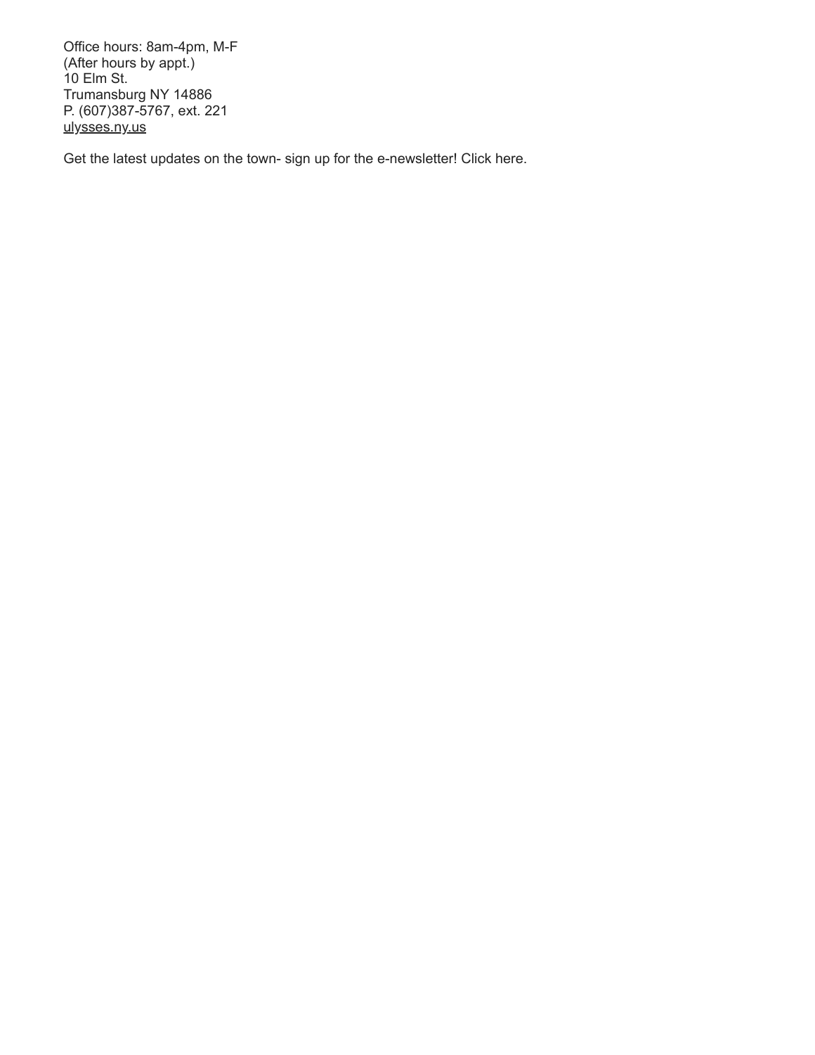Office hours: 8am-4pm, M-F
(After hours by appt.)
10 Elm St.
Trumansburg NY 14886
P. (607)387-5767, ext. 221
ulysses.ny.us

Get the latest updates on the town- sign up for the e-newsletter! Click here.